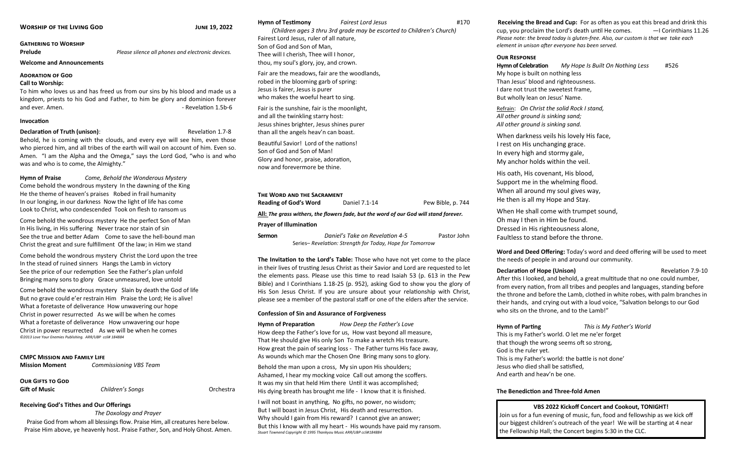## Worship of the Living God

**June 19, 2022**

### Gathering to Worship

**Prelude** *Please silence all phones and electronic devices.*

**Welcome and Announcements**

### Adoration of God

**Call to Worship:**

To him who loves us and has freed us from our sins by his blood and made us a kingdom, priests to his God and Father, to him be glory and dominion forever and ever. Amen. - Revelation 1.5b-6

**Invocation**

**Declaration of Truth (unison)**: Revelation 1.7-8

Behold, he is coming with the clouds, and every eye will see him, even those who pierced him, and all tribes of the earth will wail on account of him. Even so. Amen. "I am the Alpha and the Omega," says the Lord God, "who is and who was and who is to come, the Almighty."

**Hymn of Praise** *Come, Behold the Wonderous Mystery*

Come behold the wondrous mystery In the dawning of the King
He the theme of heaven's praises Robed in frail humanity
In our longing, in our darkness Now the light of life has come
Look to Christ, who condescended Took on flesh to ransom us

Come behold the wondrous mystery He the perfect Son of Man
In His living, in His suffering Never trace nor stain of sin
See the true and better Adam Come to save the hell-bound man
Christ the great and sure fulfillment Of the law; in Him we stand

Come behold the wondrous mystery Christ the Lord upon the tree
In the stead of ruined sinners Hangs the Lamb in victory
See the price of our redemption See the Father's plan unfold
Bringing many sons to glory Grace unmeasured, love untold

Come behold the wondrous mystery Slain by death the God of life
But no grave could e'er restrain Him Praise the Lord; He is alive!
What a foretaste of deliverance How unwavering our hope
Christ in power resurrected As we will be when he comes
What a foretaste of deliverance How unwavering our hope
Christ in power resurrected As we will be when he comes

*©2013 Love Your Enemies Publishing. ARR/UBP ccli# 184884*

### CMPC Mission and Family Life

**Mission Moment** *Commissioning VBS Team*

### Our Gifts to God

**Gift of Music** *Children's Songs* Orchestra

**Receiving God's Tithes and Our Offerings**

*The Doxology and Prayer*

Praise God from whom all blessings flow. Praise Him, all creatures here below.
Praise Him above, ye heavenly host. Praise Father, Son, and Holy Ghost. Amen.

**Hymn of Testimony** *Fairest Lord Jesus* #170

*(Children ages 3 thru 3rd grade may be escorted to Children's Church)*

Fairest Lord Jesus, ruler of all nature,
Son of God and Son of Man,
Thee will I cherish, Thee will I honor,
thou, my soul's glory, joy, and crown.

Fair are the meadows, fair are the woodlands,
robed in the blooming garb of spring:
Jesus is fairer, Jesus is purer
who makes the woeful heart to sing.

Fair is the sunshine, fair is the moonlight,
and all the twinkling starry host:
Jesus shines brighter, Jesus shines purer
than all the angels heav'n can boast.

Beautiful Savior! Lord of the nations!
Son of God and Son of Man!
Glory and honor, praise, adoration,
now and forevermore be thine.

### The Word and the Sacrament

**Reading of God's Word** Daniel 7.1-14 Pew Bible, p. 744

**All:** ***The grass withers, the flowers fade, but the word of our God will stand forever.***

**Prayer of Illumination**

**Sermon** *Daniel's Take on Revelation 4-5* Pastor John
Series– *Revelation: Strength for Today, Hope for Tomorrow*

**The Invitation to the Lord's Table:** Those who have not yet come to the place in their lives of trusting Jesus Christ as their Savior and Lord are requested to let the elements pass. Please use this time to read Isaiah 53 (p. 613 in the Pew Bible) and I Corinthians 1.18-25 (p. 952), asking God to show you the glory of His Son Jesus Christ. If you are unsure about your relationship with Christ, please see a member of the pastoral staff or one of the elders after the service.

**Confession of Sin and Assurance of Forgiveness**

**Hymn of Preparation** *How Deep the Father's Love*

How deep the Father's love for us, How vast beyond all measure,
That He should give His only Son To make a wretch His treasure.
How great the pain of searing loss - The Father turns His face away,
As wounds which mar the Chosen One Bring many sons to glory.

Behold the man upon a cross, My sin upon His shoulders;
Ashamed, I hear my mocking voice Call out among the scoffers.
It was my sin that held Him there Until it was accomplished;
His dying breath has brought me life - I know that it is finished.

I will not boast in anything, No gifts, no power, no wisdom;
But I will boast in Jesus Christ, His death and resurrection.
Why should I gain from His reward? I cannot give an answer;
But this I know with all my heart - His wounds have paid my ransom.

*Stuart Townend Copyright © 1995 Thankyou Music ARR/UBP ccli#184884*

**Receiving the Bread and Cup:** For as often as you eat this bread and drink this cup, you proclaim the Lord's death until He comes. —I Corinthians 11.26
*Please note: the bread today is gluten-free. Also, our custom is that we take each element in unison after everyone has been served.*

### Our Response

**Hymn of Celebration** *My Hope Is Built On Nothing Less* #526

My hope is built on nothing less
Than Jesus' blood and righteousness.
I dare not trust the sweetest frame,
But wholly lean on Jesus' Name.

Refrain: *On Christ the solid Rock I stand,
All other ground is sinking sand;
All other ground is sinking sand.*

When darkness veils his lovely His face,
I rest on His unchanging grace.
In every high and stormy gale,
My anchor holds within the veil.

His oath, His covenant, His blood,
Support me in the whelming flood.
When all around my soul gives way,
He then is all my Hope and Stay.

When He shall come with trumpet sound,
Oh may I then in Him be found.
Dressed in His righteousness alone,
Faultless to stand before the throne.

**Word and Deed Offering:** Today's word and deed offering will be used to meet the needs of people in and around our community.

**Declaration of Hope (Unison)** Revelation 7.9-10

After this I looked, and behold, a great multitude that no one could number, from every nation, from all tribes and peoples and languages, standing before the throne and before the Lamb, clothed in white robes, with palm branches in their hands, and crying out with a loud voice, "Salvation belongs to our God who sits on the throne, and to the Lamb!"

**Hymn of Parting** *This is My Father's World*

This is my Father's world. O let me ne'er forget
that though the wrong seems oft so strong,
God is the ruler yet.
This is my Father's world: the battle is not done'
Jesus who died shall be satisfied,
And earth and heav'n be one.

**The Benediction and Three-fold Amen**

**VBS 2022 Kickoff Concert and Cookout, TONIGHT!**

Join us for a fun evening of music, fun, food and fellowship as we kick off our biggest children's outreach of the year! We will be starting at 4 near the Fellowship Hall; the Concert begins 5:30 in the CLC.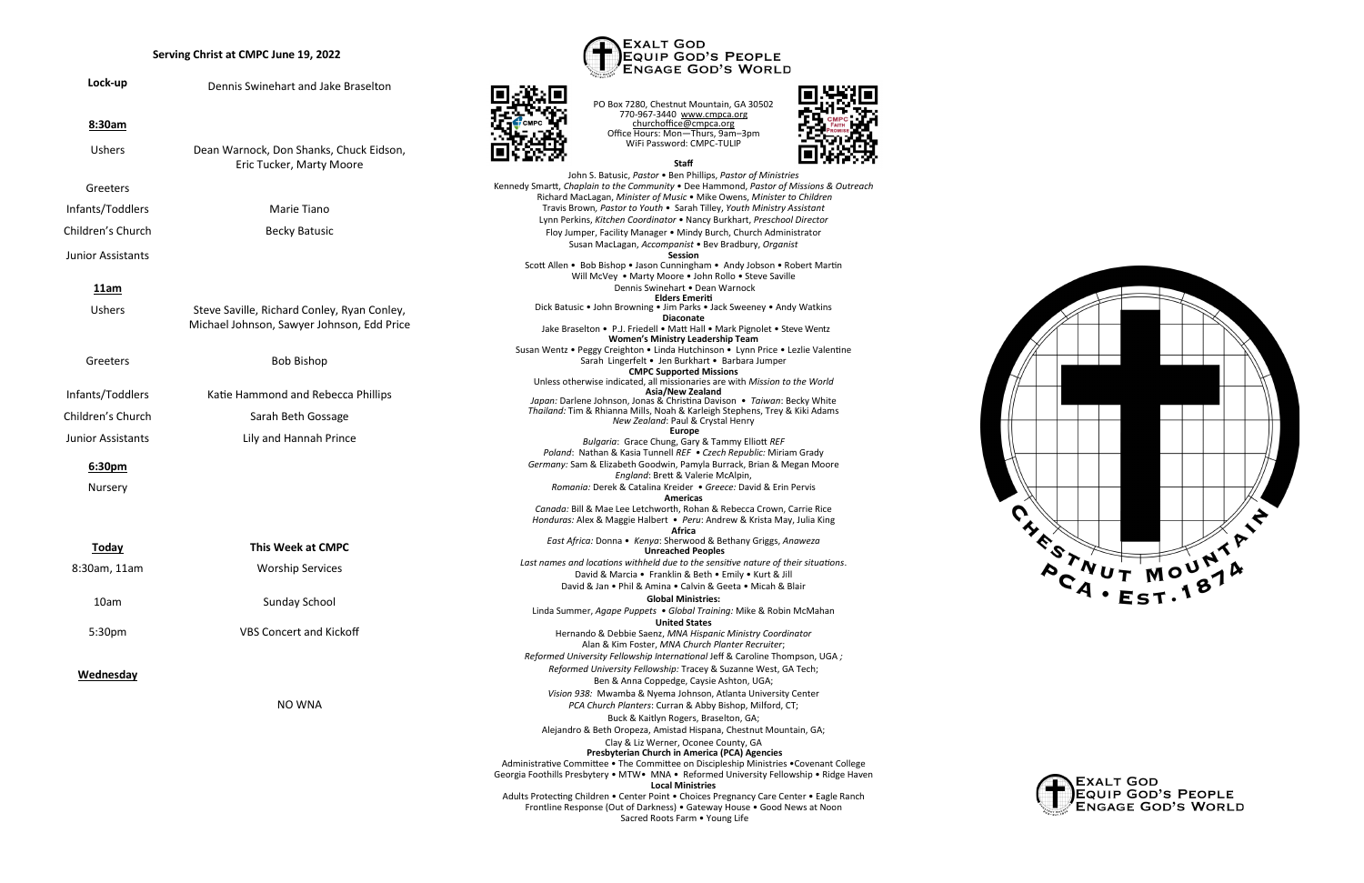## Serving Christ at CMPC June 19, 2022

**Lock-up** Dennis Swinehart and Jake Braselton

**8:30am**

| | |
|---|---|
| Ushers | Dean Warnock, Don Shanks, Chuck Eidson, Eric Tucker, Marty Moore |
| Greeters | |
| Infants/Toddlers | Marie Tiano |
| Children's Church | Becky Batusic |
| Junior Assistants | |

**11am**

| | |
|---|---|
| Ushers | Steve Saville, Richard Conley, Ryan Conley, Michael Johnson, Sawyer Johnson, Edd Price |
| Greeters | Bob Bishop |
| Infants/Toddlers | Katie Hammond and Rebecca Phillips |
| Children's Church | Sarah Beth Gossage |
| Junior Assistants | Lily and Hannah Prince |

**6:30pm**

Nursery

| Today | This Week at CMPC |
|---|---|
| 8:30am, 11am | Worship Services |
| 10am | Sunday School |
| 5:30pm | VBS Concert and Kickoff |

**Wednesday**

NO WNA

EXALT GOD
EQUIP GOD'S PEOPLE
ENGAGE GOD'S WORLD

PO Box 7280, Chestnut Mountain, GA 30502
770-967-3440 www.cmpca.org
churchoffice@cmpca.org
Office Hours: Mon—Thurs, 9am–3pm
WiFi Password: CMPC-TULIP

**Staff**

John S. Batusic, *Pastor* • Ben Phillips, *Pastor of Ministries*
Kennedy Smartt, *Chaplain to the Community* • Dee Hammond, *Pastor of Missions & Outreach*
Richard MacLagan, *Minister of Music* • Mike Owens, *Minister to Children*
Travis Brown, *Pastor to Youth* • Sarah Tilley, *Youth Ministry Assistant*
Lynn Perkins, *Kitchen Coordinator* • Nancy Burkhart, *Preschool Director*
Floy Jumper, Facility Manager • Mindy Burch, Church Administrator
Susan MacLagan, *Accompanist* • Bev Bradbury, *Organist*

**Session**

Scott Allen • Bob Bishop • Jason Cunningham • Andy Jobson • Robert Martin
Will McVey • Marty Moore • John Rollo • Steve Saville
Dennis Swinehart • Dean Warnock

**Elders Emeriti**

Dick Batusic • John Browning • Jim Parks • Jack Sweeney • Andy Watkins

**Diaconate**

Jake Braselton • P.J. Friedell • Matt Hall • Mark Pignolet • Steve Wentz

**Women's Ministry Leadership Team**

Susan Wentz • Peggy Creighton • Linda Hutchinson • Lynn Price • Lezlie Valentine
Sarah Lingerfelt • Jen Burkhart • Barbara Jumper

**CMPC Supported Missions**

Unless otherwise indicated, all missionaries are with *Mission to the World*

**Asia/New Zealand**

*Japan:* Darlene Johnson, Jonas & Christina Davison • *Taiwan*: Becky White
*Thailand:* Tim & Rhianna Mills, Noah & Karleigh Stephens, Trey & Kiki Adams
*New Zealand*: Paul & Crystal Henry

**Europe**

*Bulgaria*: Grace Chung, Gary & Tammy Elliott *REF*
*Poland*: Nathan & Kasia Tunnell *REF* • *Czech Republic:* Miriam Grady
*Germany:* Sam & Elizabeth Goodwin, Pamyla Burrack, Brian & Megan Moore
*England*: Brett & Valerie McAlpin,
*Romania:* Derek & Catalina Kreider • *Greece:* David & Erin Pervis

**Americas**

*Canada:* Bill & Mae Lee Letchworth, Rohan & Rebecca Crown, Carrie Rice
*Honduras:* Alex & Maggie Halbert • *Peru*: Andrew & Krista May, Julia King

**Africa**

*East Africa:* Donna • *Kenya*: Sherwood & Bethany Griggs, *Anaweza*

**Unreached Peoples**

*Last names and locations withheld due to the sensitive nature of their situations*.
David & Marcia • Franklin & Beth • Emily • Kurt & Jill
David & Jan • Phil & Amina • Calvin & Geeta • Micah & Blair

**Global Ministries:**

Linda Summer, *Agape Puppets* • *Global Training:* Mike & Robin McMahan

**United States**

Hernando & Debbie Saenz, *MNA Hispanic Ministry Coordinator*
Alan & Kim Foster, *MNA Church Planter Recruiter*;
*Reformed University Fellowship International* Jeff & Caroline Thompson, UGA *;*
*Reformed University Fellowship:* Tracey & Suzanne West, GA Tech;
Ben & Anna Coppedge, Caysie Ashton, UGA;
*Vision 938:* Mwamba & Nyema Johnson, Atlanta University Center
*PCA Church Planters*: Curran & Abby Bishop, Milford, CT;
Buck & Kaitlyn Rogers, Braselton, GA;
Alejandro & Beth Oropeza, Amistad Hispana, Chestnut Mountain, GA;
Clay & Liz Werner, Oconee County, GA

**Presbyterian Church in America (PCA) Agencies**

Administrative Committee • The Committee on Discipleship Ministries •Covenant College
Georgia Foothills Presbytery • MTW• MNA • Reformed University Fellowship • Ridge Haven

**Local Ministries**

Adults Protecting Children • Center Point • Choices Pregnancy Care Center • Eagle Ranch
Frontline Response (Out of Darkness) • Gateway House • Good News at Noon
Sacred Roots Farm • Young Life

CHESTNUT MOUNTAIN
PCA • EST. 1874

EXALT GOD
EQUIP GOD'S PEOPLE
ENGAGE GOD'S WORLD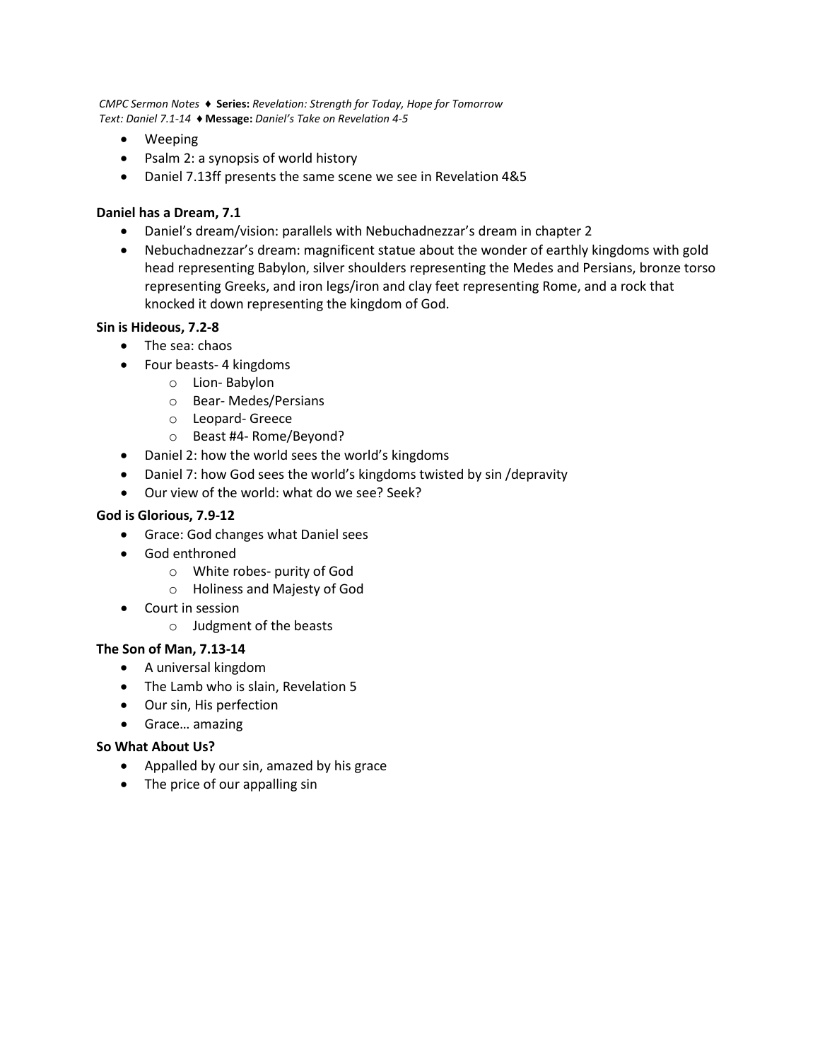*CMPC Sermon Notes* ♦ **Series:** *Revelation: Strength for Today, Hope for Tomorrow*
*Text: Daniel 7.1-14* ♦ **Message:** *Daniel's Take on Revelation 4-5*

- Weeping
- Psalm 2: a synopsis of world history
- Daniel 7.13ff presents the same scene we see in Revelation 4&5

**Daniel has a Dream, 7.1**

- Daniel's dream/vision: parallels with Nebuchadnezzar's dream in chapter 2
- Nebuchadnezzar's dream: magnificent statue about the wonder of earthly kingdoms with gold head representing Babylon, silver shoulders representing the Medes and Persians, bronze torso representing Greeks, and iron legs/iron and clay feet representing Rome, and a rock that knocked it down representing the kingdom of God.

**Sin is Hideous, 7.2-8**

- The sea: chaos
- Four beasts- 4 kingdoms
  - Lion- Babylon
  - Bear- Medes/Persians
  - Leopard- Greece
  - Beast #4- Rome/Beyond?
- Daniel 2: how the world sees the world's kingdoms
- Daniel 7: how God sees the world's kingdoms twisted by sin /depravity
- Our view of the world: what do we see? Seek?

**God is Glorious, 7.9-12**

- Grace: God changes what Daniel sees
- God enthroned
  - White robes- purity of God
  - Holiness and Majesty of God
- Court in session
  - Judgment of the beasts

**The Son of Man, 7.13-14**

- A universal kingdom
- The Lamb who is slain, Revelation 5
- Our sin, His perfection
- Grace… amazing

**So What About Us?**

- Appalled by our sin, amazed by his grace
- The price of our appalling sin